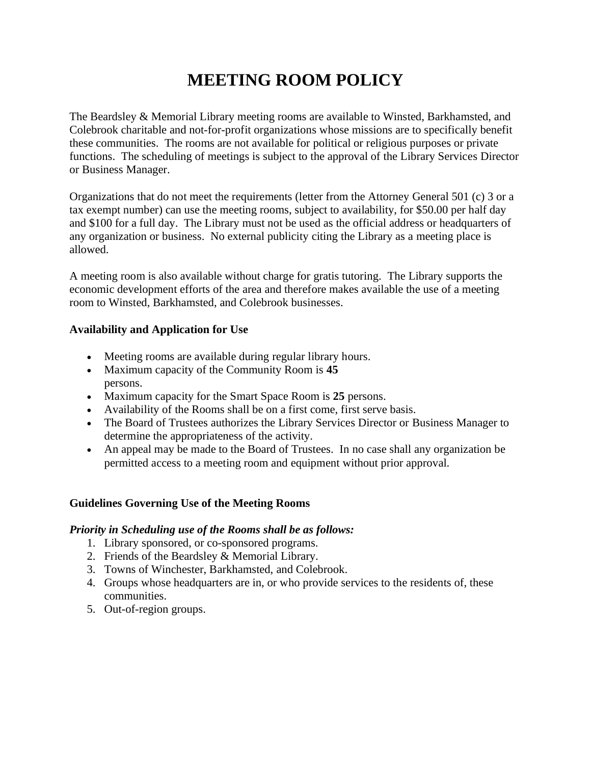# MEETING ROOM POLICY

The Beardsley & Memorial Library meeting rooms are available to Winsted, Barkhamsted, and Colebrook charitable and not-for-profit organizations whose missions are to specifically benefit these communities. The rooms are not available for political or religious purposes or private functions. The scheduling of meetings is subject to the approval of the Library Services Director or Business Manager.

Organizations that do not meet the requirements (letter from the Attorney General 501 (c) 3 or a tax exempt number) can use the meeting rooms, subject to availability, for $50.00 per half day and $100 for a full day. The Library must not be used as the official address or headquarters of any organization or business. No external publicity citing the Library as a meeting place is allowed.

A meeting room is also available without charge for gratis tutoring. The Library supports the economic development efforts of the area and therefore makes available the use of a meeting room to Winsted, Barkhamsted, and Colebrook businesses.

**Availability and Application for Use**

- Meeting rooms are available during regular library hours.
- Maximum capacity of the Community Room is **45** persons.
- Maximum capacity for the Smart Space Room is **25** persons.
- Availability of the Rooms shall be on a first come, first serve basis.
- The Board of Trustees authorizes the Library Services Director or Business Manager to determine the appropriateness of the activity.
- An appeal may be made to the Board of Trustees. In no case shall any organization be permitted access to a meeting room and equipment without prior approval.

**Guidelines Governing Use of the Meeting Rooms**

***Priority in Scheduling use of the Rooms shall be as follows:***

1. Library sponsored, or co-sponsored programs.
2. Friends of the Beardsley & Memorial Library.
3. Towns of Winchester, Barkhamsted, and Colebrook.
4. Groups whose headquarters are in, or who provide services to the residents of, these communities.
5. Out-of-region groups.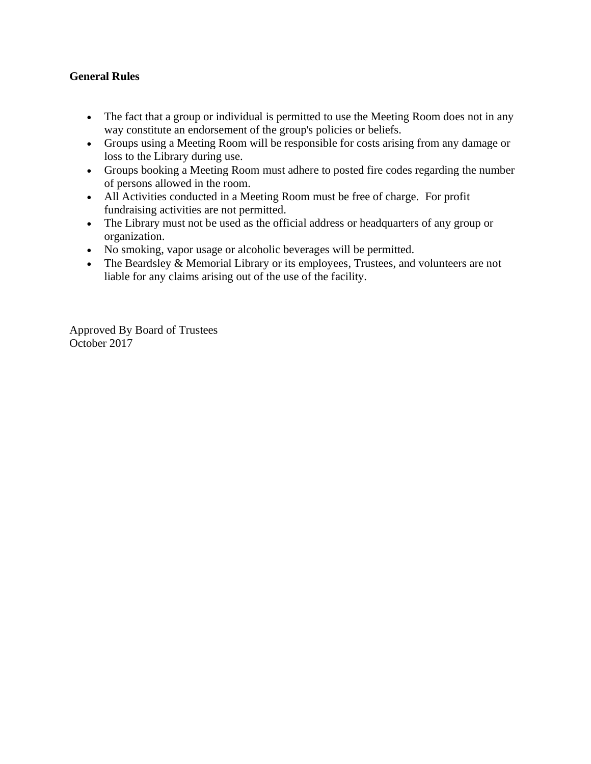**General Rules**

- The fact that a group or individual is permitted to use the Meeting Room does not in any way constitute an endorsement of the group's policies or beliefs.
- Groups using a Meeting Room will be responsible for costs arising from any damage or loss to the Library during use.
- Groups booking a Meeting Room must adhere to posted fire codes regarding the number of persons allowed in the room.
- All Activities conducted in a Meeting Room must be free of charge.  For profit fundraising activities are not permitted.
- The Library must not be used as the official address or headquarters of any group or organization.
- No smoking, vapor usage or alcoholic beverages will be permitted.
- The Beardsley & Memorial Library or its employees, Trustees, and volunteers are not liable for any claims arising out of the use of the facility.

Approved By Board of Trustees
October 2017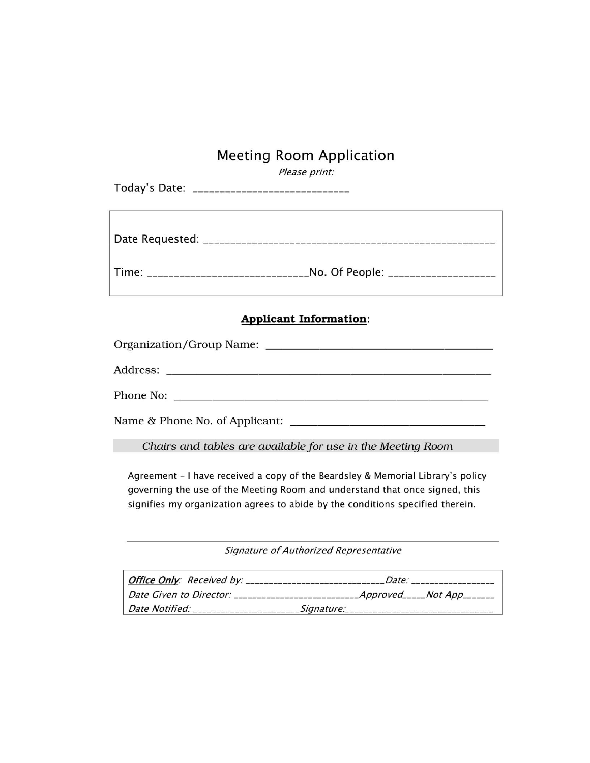# Meeting Room Application

*Please print:*

Today's Date: _____________________________

Date Requested: _____________________________________________________

Time: ____________________________No. Of People: ___________________

## Applicant Information:

Organization/Group Name: ______________________________________

Address: ________________________________________________________

Phone No: _______________________________________________________

Name & Phone No. of Applicant: _________________________________

*Chairs and tables are available for use in the Meeting Room*

Agreement – I have received a copy of the Beardsley & Memorial Library's policy governing the use of the Meeting Room and understand that once signed, this signifies my organization agrees to abide by the conditions specified therein.

_________________________________________________________________

*Signature of Authorized Representative*

***Office Only***: *Received by:* ____________________________*Date:* _________________
*Date Given to Director:* __________________________*Approved*_____*Not App*_______
*Date Notified:* _____________________*Signature:*_______________________________